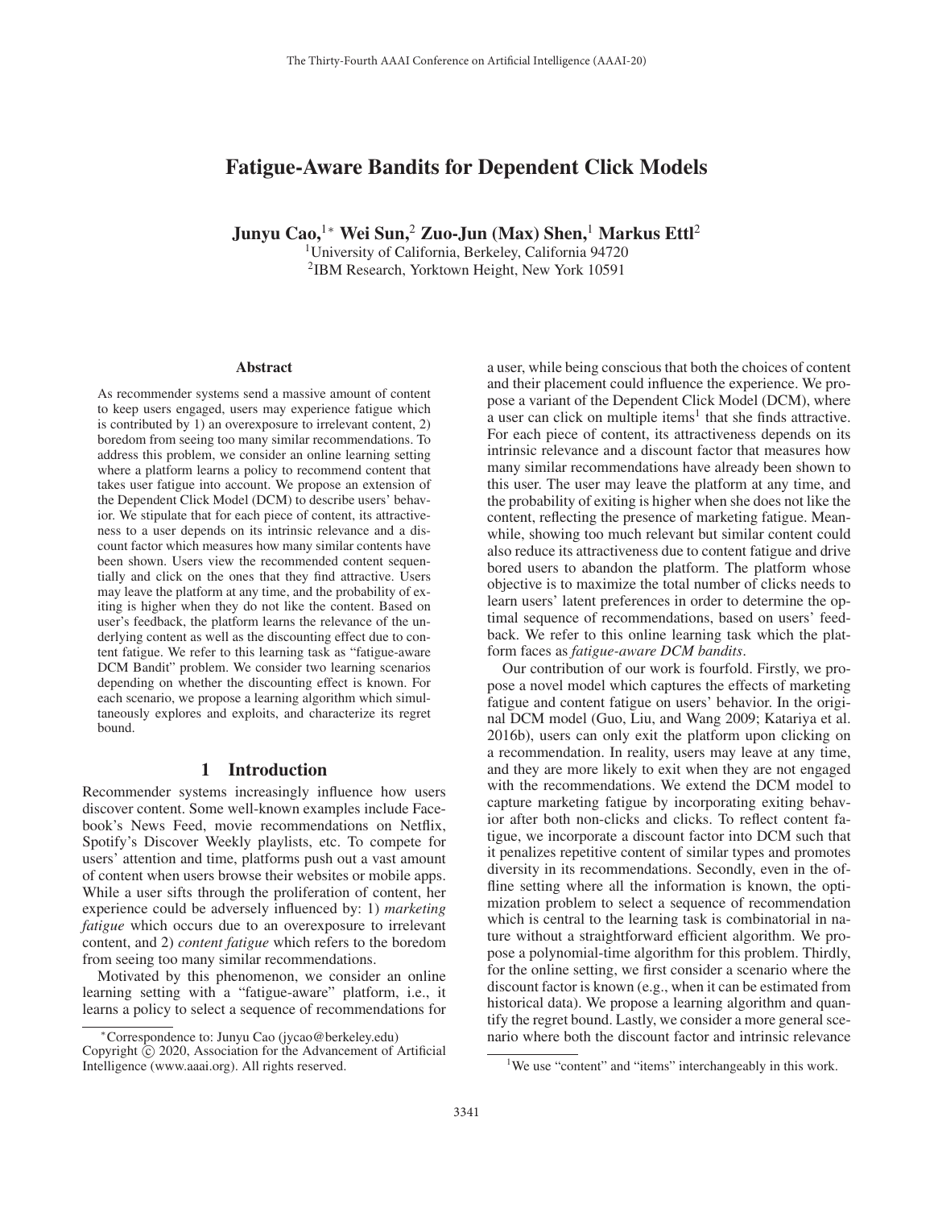# Fatigue-Aware Bandits for Dependent Click Models

**Junyu Cao,**[1*] **Wei Sun,**[2] **Zuo-Jun (Max) Shen,**[1] **Markus Ettl**[2]

[1]University of California, Berkeley, California 94720

[2]IBM Research, Yorktown Height, New York 10591

## Abstract

As recommender systems send a massive amount of content to keep users engaged, users may experience fatigue which is contributed by 1) an overexposure to irrelevant content, 2) boredom from seeing too many similar recommendations. To address this problem, we consider an online learning setting where a platform learns a policy to recommend content that takes user fatigue into account. We propose an extension of the Dependent Click Model (DCM) to describe users' behavior. We stipulate that for each piece of content, its attractiveness to a user depends on its intrinsic relevance and a discount factor which measures how many similar contents have been shown. Users view the recommended content sequentially and click on the ones that they find attractive. Users may leave the platform at any time, and the probability of exiting is higher when they do not like the content. Based on user's feedback, the platform learns the relevance of the underlying content as well as the discounting effect due to content fatigue. We refer to this learning task as "fatigue-aware DCM Bandit" problem. We consider two learning scenarios depending on whether the discounting effect is known. For each scenario, we propose a learning algorithm which simultaneously explores and exploits, and characterize its regret bound.

## 1 Introduction

Recommender systems increasingly influence how users discover content. Some well-known examples include Facebook's News Feed, movie recommendations on Netflix, Spotify's Discover Weekly playlists, etc. To compete for users' attention and time, platforms push out a vast amount of content when users browse their websites or mobile apps. While a user sifts through the proliferation of content, her experience could be adversely influenced by: 1) *marketing fatigue* which occurs due to an overexposure to irrelevant content, and 2) *content fatigue* which refers to the boredom from seeing too many similar recommendations.

Motivated by this phenomenon, we consider an online learning setting with a "fatigue-aware" platform, i.e., it learns a policy to select a sequence of recommendations for a user, while being conscious that both the choices of content and their placement could influence the experience. We propose a variant of the Dependent Click Model (DCM), where a user can click on multiple items[1] that she finds attractive. For each piece of content, its attractiveness depends on its intrinsic relevance and a discount factor that measures how many similar recommendations have already been shown to this user. The user may leave the platform at any time, and the probability of exiting is higher when she does not like the content, reflecting the presence of marketing fatigue. Meanwhile, showing too much relevant but similar content could also reduce its attractiveness due to content fatigue and drive bored users to abandon the platform. The platform whose objective is to maximize the total number of clicks needs to learn users' latent preferences in order to determine the optimal sequence of recommendations, based on users' feedback. We refer to this online learning task which the platform faces as *fatigue-aware DCM bandits*.

Our contribution of our work is fourfold. Firstly, we propose a novel model which captures the effects of marketing fatigue and content fatigue on users' behavior. In the original DCM model (Guo, Liu, and Wang 2009; Katariya et al. 2016b), users can only exit the platform upon clicking on a recommendation. In reality, users may leave at any time, and they are more likely to exit when they are not engaged with the recommendations. We extend the DCM model to capture marketing fatigue by incorporating exiting behavior after both non-clicks and clicks. To reflect content fatigue, we incorporate a discount factor into DCM such that it penalizes repetitive content of similar types and promotes diversity in its recommendations. Secondly, even in the offline setting where all the information is known, the optimization problem to select a sequence of recommendation which is central to the learning task is combinatorial in nature without a straightforward efficient algorithm. We propose a polynomial-time algorithm for this problem. Thirdly, for the online setting, we first consider a scenario where the discount factor is known (e.g., when it can be estimated from historical data). We propose a learning algorithm and quantify the regret bound. Lastly, we consider a more general scenario where both the discount factor and intrinsic relevance

---

*Correspondence to: Junyu Cao (jycao@berkeley.edu)

Copyright © 2020, Association for the Advancement of Artificial Intelligence (www.aaai.org). All rights reserved.

[1]We use "content" and "items" interchangeably in this work.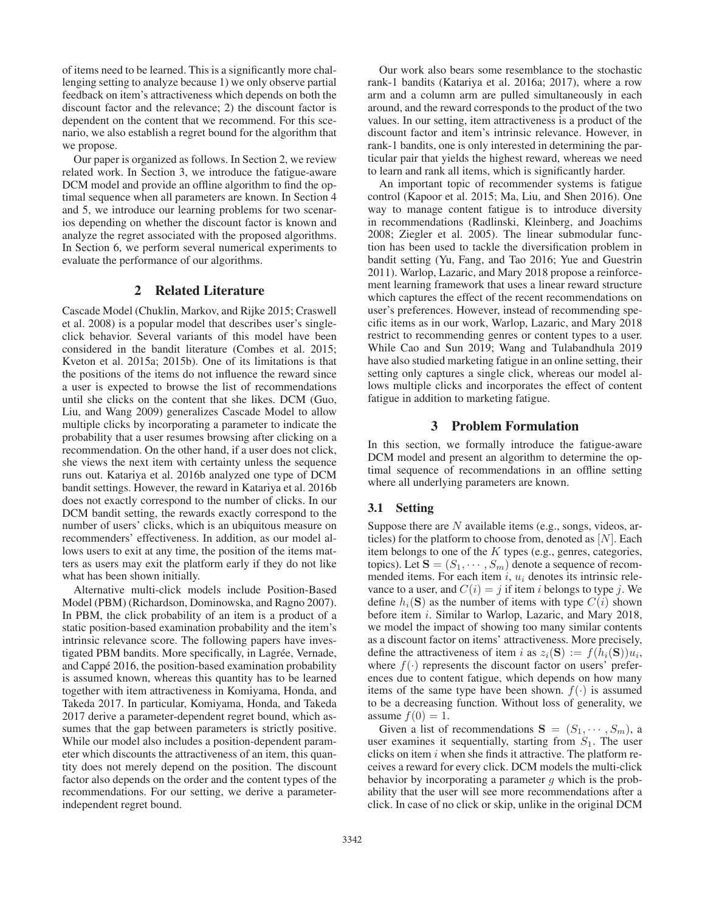of items need to be learned. This is a significantly more challenging setting to analyze because 1) we only observe partial feedback on item's attractiveness which depends on both the discount factor and the relevance; 2) the discount factor is dependent on the content that we recommend. For this scenario, we also establish a regret bound for the algorithm that we propose.

Our paper is organized as follows. In Section 2, we review related work. In Section 3, we introduce the fatigue-aware DCM model and provide an offline algorithm to find the optimal sequence when all parameters are known. In Section 4 and 5, we introduce our learning problems for two scenarios depending on whether the discount factor is known and analyze the regret associated with the proposed algorithms. In Section 6, we perform several numerical experiments to evaluate the performance of our algorithms.

## 2 Related Literature

Cascade Model (Chuklin, Markov, and Rijke 2015; Craswell et al. 2008) is a popular model that describes user's single-click behavior. Several variants of this model have been considered in the bandit literature (Combes et al. 2015; Kveton et al. 2015a; 2015b). One of its limitations is that the positions of the items do not influence the reward since a user is expected to browse the list of recommendations until she clicks on the content that she likes. DCM (Guo, Liu, and Wang 2009) generalizes Cascade Model to allow multiple clicks by incorporating a parameter to indicate the probability that a user resumes browsing after clicking on a recommendation. On the other hand, if a user does not click, she views the next item with certainty unless the sequence runs out. Katariya et al. 2016b analyzed one type of DCM bandit settings. However, the reward in Katariya et al. 2016b does not exactly correspond to the number of clicks. In our DCM bandit setting, the rewards exactly correspond to the number of users' clicks, which is an ubiquitous measure on recommenders' effectiveness. In addition, as our model allows users to exit at any time, the position of the items matters as users may exit the platform early if they do not like what has been shown initially.

Alternative multi-click models include Position-Based Model (PBM) (Richardson, Dominowska, and Ragno 2007). In PBM, the click probability of an item is a product of a static position-based examination probability and the item's intrinsic relevance score. The following papers have investigated PBM bandits. More specifically, in Lagrée, Vernade, and Cappé 2016, the position-based examination probability is assumed known, whereas this quantity has to be learned together with item attractiveness in Komiyama, Honda, and Takeda 2017. In particular, Komiyama, Honda, and Takeda 2017 derive a parameter-dependent regret bound, which assumes that the gap between parameters is strictly positive. While our model also includes a position-dependent parameter which discounts the attractiveness of an item, this quantity does not merely depend on the position. The discount factor also depends on the order and the content types of the recommendations. For our setting, we derive a parameter-independent regret bound.

Our work also bears some resemblance to the stochastic rank-1 bandits (Katariya et al. 2016a; 2017), where a row arm and a column arm are pulled simultaneously in each around, and the reward corresponds to the product of the two values. In our setting, item attractiveness is a product of the discount factor and item's intrinsic relevance. However, in rank-1 bandits, one is only interested in determining the particular pair that yields the highest reward, whereas we need to learn and rank all items, which is significantly harder.

An important topic of recommender systems is fatigue control (Kapoor et al. 2015; Ma, Liu, and Shen 2016). One way to manage content fatigue is to introduce diversity in recommendations (Radlinski, Kleinberg, and Joachims 2008; Ziegler et al. 2005). The linear submodular function has been used to tackle the diversification problem in bandit setting (Yu, Fang, and Tao 2016; Yue and Guestrin 2011). Warlop, Lazaric, and Mary 2018 propose a reinforcement learning framework that uses a linear reward structure which captures the effect of the recent recommendations on user's preferences. However, instead of recommending specific items as in our work, Warlop, Lazaric, and Mary 2018 restrict to recommending genres or content types to a user. While Cao and Sun 2019; Wang and Tulabandhula 2019 have also studied marketing fatigue in an online setting, their setting only captures a single click, whereas our model allows multiple clicks and incorporates the effect of content fatigue in addition to marketing fatigue.

## 3 Problem Formulation

In this section, we formally introduce the fatigue-aware DCM model and present an algorithm to determine the optimal sequence of recommendations in an offline setting where all underlying parameters are known.

### 3.1 Setting

Suppose there are $N$ available items (e.g., songs, videos, articles) for the platform to choose from, denoted as $[N]$. Each item belongs to one of the $K$ types (e.g., genres, categories, topics). Let $\mathbf{S} = (S_1, \cdots, S_m)$ denote a sequence of recommended items. For each item $i$, $u_i$ denotes its intrinsic relevance to a user, and $C(i) = j$ if item $i$ belongs to type $j$. We define $h_i(\mathbf{S})$ as the number of items with type $C(i)$ shown before item $i$. Similar to Warlop, Lazaric, and Mary 2018, we model the impact of showing too many similar contents as a discount factor on items' attractiveness. More precisely, define the attractiveness of item $i$ as $z_i(\mathbf{S}) := f(h_i(\mathbf{S}))u_i$, where $f(\cdot)$ represents the discount factor on users' preferences due to content fatigue, which depends on how many items of the same type have been shown. $f(\cdot)$ is assumed to be a decreasing function. Without loss of generality, we assume $f(0) = 1$.

Given a list of recommendations $\mathbf{S} = (S_1, \cdots, S_m)$, a user examines it sequentially, starting from $S_1$. The user clicks on item $i$ when she finds it attractive. The platform receives a reward for every click. DCM models the multi-click behavior by incorporating a parameter $g$ which is the probability that the user will see more recommendations after a click. In case of no click or skip, unlike in the original DCM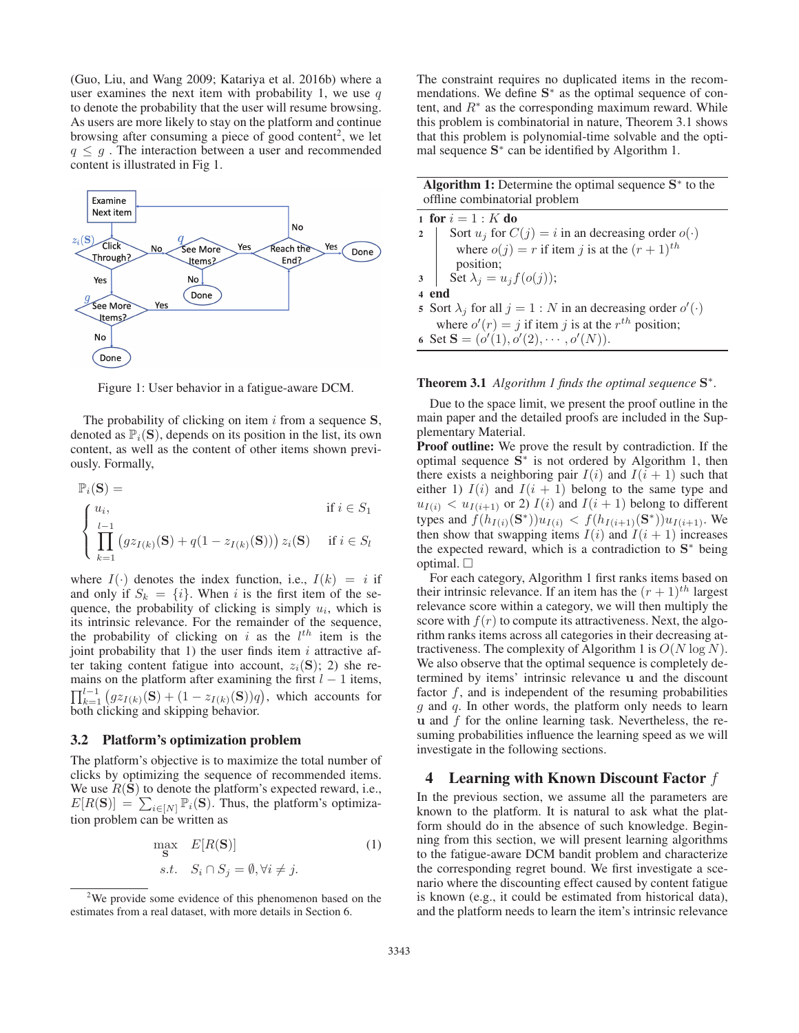(Guo, Liu, and Wang 2009; Katariya et al. 2016b) where a user examines the next item with probability 1, we use $q$ to denote the probability that the user will resume browsing. As users are more likely to stay on the platform and continue browsing after consuming a piece of good content[2], we let $q \leq g$ . The interaction between a user and recommended content is illustrated in Fig 1.

Figure 1: User behavior in a fatigue-aware DCM.

The probability of clicking on item $i$ from a sequence $\mathbf{S}$, denoted as $\mathbb{P}_i(\mathbf{S})$, depends on its position in the list, its own content, as well as the content of other items shown previously. Formally,

$$
\mathbb{P}_i(\mathbf{S}) = \begin{cases} u_i, & \text{if } i \in S_1 \\ \prod_{k=1}^{l-1} \left( g z_{I(k)}(\mathbf{S}) + q(1 - z_{I(k)}(\mathbf{S})) \right) z_i(\mathbf{S}) & \text{if } i \in S_l \end{cases}
$$

where $I(\cdot)$ denotes the index function, i.e., $I(k) = i$ if and only if $S_k = \{i\}$. When $i$ is the first item of the sequence, the probability of clicking is simply $u_i$, which is its intrinsic relevance. For the remainder of the sequence, the probability of clicking on $i$ as the $l^{th}$ item is the joint probability that 1) the user finds item $i$ attractive after taking content fatigue into account, $z_i(\mathbf{S})$; 2) she remains on the platform after examining the first $l-1$ items, $\prod_{k=1}^{l-1} \left( g z_{I(k)}(\mathbf{S}) + (1 - z_{I(k)}(\mathbf{S}))q \right)$, which accounts for both clicking and skipping behavior.

### 3.2 Platform's optimization problem

The platform's objective is to maximize the total number of clicks by optimizing the sequence of recommended items. We use $R(\mathbf{S})$ to denote the platform's expected reward, i.e., $E[R(\mathbf{S})] = \sum_{i \in [N]} \mathbb{P}_i(\mathbf{S})$. Thus, the platform's optimization problem can be written as

$$
\begin{aligned} \max_{\mathbf{S}} \quad & E[R(\mathbf{S})] \\ s.t. \quad & S_i \cap S_j = \emptyset, \forall i \neq j. \end{aligned} \tag{1}
$$

[2]We provide some evidence of this phenomenon based on the estimates from a real dataset, with more details in Section 6.

The constraint requires no duplicated items in the recommendations. We define $\mathbf{S}^*$ as the optimal sequence of content, and $R^*$ as the corresponding maximum reward. While this problem is combinatorial in nature, Theorem 3.1 shows that this problem is polynomial-time solvable and the optimal sequence $\mathbf{S}^*$ can be identified by Algorithm 1.

**Algorithm 1:** Determine the optimal sequence $\mathbf{S}^*$ to the offline combinatorial problem

```
1 for i = 1 : K do
2     Sort u_j for C(j) = i in an decreasing order o(·)
        where o(j) = r if item j is at the (r+1)^th
        position;
3     Set λ_j = u_j f(o(j));
4 end
5 Sort λ_j for all j = 1 : N in an decreasing order o'(·)
    where o'(r) = j if item j is at the r^th position;
6 Set S = (o'(1), o'(2), ··· , o'(N)).
```

**Theorem 3.1** *Algorithm 1 finds the optimal sequence* $\mathbf{S}^*$.

Due to the space limit, we present the proof outline in the main paper and the detailed proofs are included in the Supplementary Material.

**Proof outline:** We prove the result by contradiction. If the optimal sequence $\mathbf{S}^*$ is not ordered by Algorithm 1, then there exists a neighboring pair $I(i)$ and $I(i+1)$ such that either 1) $I(i)$ and $I(i+1)$ belong to the same type and $u_{I(i)} < u_{I(i+1)}$ or 2) $I(i)$ and $I(i+1)$ belong to different types and $f(h_{I(i)}(\mathbf{S}^*))u_{I(i)} < f(h_{I(i+1)}(\mathbf{S}^*))u_{I(i+1)}$. We then show that swapping items $I(i)$ and $I(i+1)$ increases the expected reward, which is a contradiction to $\mathbf{S}^*$ being optimal. □

For each category, Algorithm 1 first ranks items based on their intrinsic relevance. If an item has the $(r+1)^{th}$ largest relevance score within a category, we will then multiply the score with $f(r)$ to compute its attractiveness. Next, the algorithm ranks items across all categories in their decreasing attractiveness. The complexity of Algorithm 1 is $O(N \log N)$. We also observe that the optimal sequence is completely determined by items' intrinsic relevance $\mathbf{u}$ and the discount factor $f$, and is independent of the resuming probabilities $g$ and $q$. In other words, the platform only needs to learn $\mathbf{u}$ and $f$ for the online learning task. Nevertheless, the resuming probabilities influence the learning speed as we will investigate in the following sections.

## 4 Learning with Known Discount Factor $f$

In the previous section, we assume all the parameters are known to the platform. It is natural to ask what the platform should do in the absence of such knowledge. Beginning from this section, we will present learning algorithms to the fatigue-aware DCM bandit problem and characterize the corresponding regret bound. We first investigate a scenario where the discounting effect caused by content fatigue is known (e.g., it could be estimated from historical data), and the platform needs to learn the item's intrinsic relevance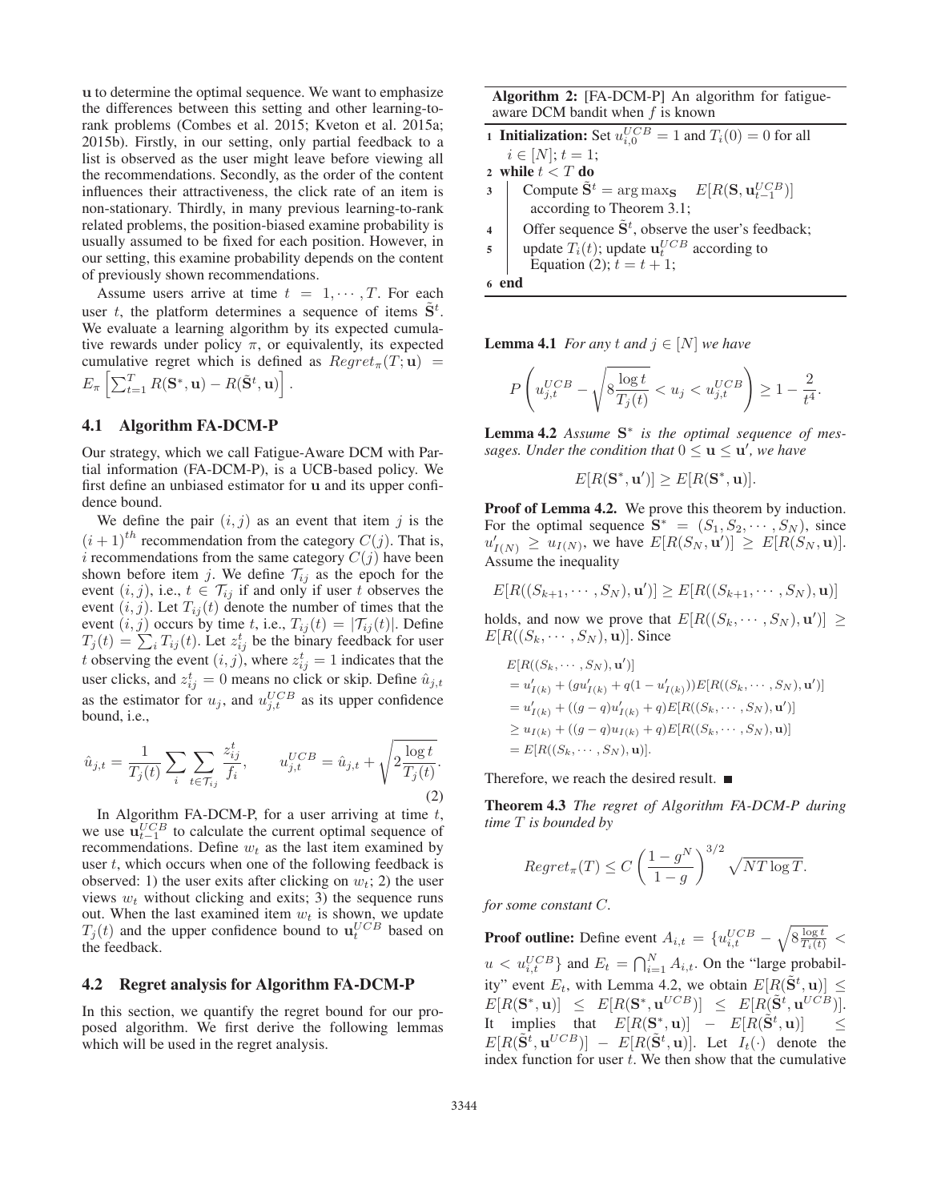$\mathbf{u}$ to determine the optimal sequence. We want to emphasize the differences between this setting and other learning-to-rank problems (Combes et al. 2015; Kveton et al. 2015a; 2015b). Firstly, in our setting, only partial feedback to a list is observed as the user might leave before viewing all the recommendations. Secondly, as the order of the content influences their attractiveness, the click rate of an item is non-stationary. Thirdly, in many previous learning-to-rank related problems, the position-biased examine probability is usually assumed to be fixed for each position. However, in our setting, this examine probability depends on the content of previously shown recommendations.

Assume users arrive at time $t = 1, \cdots, T$. For each user $t$, the platform determines a sequence of items $\tilde{\mathbf{S}}^t$. We evaluate a learning algorithm by its expected cumulative rewards under policy $\pi$, or equivalently, its expected cumulative regret which is defined as $Regret_\pi(T; \mathbf{u}) = E_\pi \left[\sum_{t=1}^{T} R(\mathbf{S}^*, \mathbf{u}) - R(\tilde{\mathbf{S}}^t, \mathbf{u})\right]$.

## 4.1 Algorithm FA-DCM-P

Our strategy, which we call Fatigue-Aware DCM with Partial information (FA-DCM-P), is a UCB-based policy. We first define an unbiased estimator for $\mathbf{u}$ and its upper confidence bound.

We define the pair $(i, j)$ as an event that item $j$ is the $(i+1)^{th}$ recommendation from the category $C(j)$. That is, $i$ recommendations from the same category $C(j)$ have been shown before item $j$. We define $\mathcal{T}_{ij}$ as the epoch for the event $(i, j)$, i.e., $t \in \mathcal{T}_{ij}$ if and only if user $t$ observes the event $(i, j)$. Let $T_{ij}(t)$ denote the number of times that the event $(i, j)$ occurs by time $t$, i.e., $T_{ij}(t) = |\mathcal{T}_{ij}(t)|$. Define $T_j(t) = \sum_i T_{ij}(t)$. Let $z_{ij}^t$ be the binary feedback for user $t$ observing the event $(i, j)$, where $z_{ij}^t = 1$ indicates that the user clicks, and $z_{ij}^t = 0$ means no click or skip. Define $\hat{u}_{j,t}$ as the estimator for $u_j$, and $u_{j,t}^{UCB}$ as its upper confidence bound, i.e.,

$$\hat{u}_{j,t} = \frac{1}{T_j(t)} \sum_i \sum_{t \in \mathcal{T}_{ij}} \frac{z_{ij}^t}{f_i}, \qquad u_{j,t}^{UCB} = \hat{u}_{j,t} + \sqrt{2\frac{\log t}{T_j(t)}}. \tag{2}$$

In Algorithm FA-DCM-P, for a user arriving at time $t$, we use $\mathbf{u}_{t-1}^{UCB}$ to calculate the current optimal sequence of recommendations. Define $w_t$ as the last item examined by user $t$, which occurs when one of the following feedback is observed: 1) the user exits after clicking on $w_t$; 2) the user views $w_t$ without clicking and exits; 3) the sequence runs out. When the last examined item $w_t$ is shown, we update $T_j(t)$ and the upper confidence bound to $\mathbf{u}_t^{UCB}$ based on the feedback.

## 4.2 Regret analysis for Algorithm FA-DCM-P

In this section, we quantify the regret bound for our proposed algorithm. We first derive the following lemmas which will be used in the regret analysis.

**Algorithm 2:** [FA-DCM-P] An algorithm for fatigue-aware DCM bandit when $f$ is known

```
1 Initialization: Set u^{UCB}_{i,0} = 1 and T_i(0) = 0 for all
    i ∈ [N]; t = 1;
2 while t < T do
3     Compute S̃^t = argmax_S  E[R(S, u^{UCB}_{t-1})]
        according to Theorem 3.1;
4     Offer sequence S̃^t, observe the user's feedback;
5     update T_i(t); update u^{UCB}_t according to
        Equation (2); t = t + 1;
6 end
```

**Lemma 4.1** *For any $t$ and $j \in [N]$ we have*

$$P\left(u_{j,t}^{UCB} - \sqrt{8\frac{\log t}{T_j(t)}} < u_j < u_{j,t}^{UCB}\right) \geq 1 - \frac{2}{t^4}.$$

**Lemma 4.2** *Assume $\mathbf{S}^*$ is the optimal sequence of messages. Under the condition that $0 \leq \mathbf{u} \leq \mathbf{u}'$, we have*

$$E[R(\mathbf{S}^*, \mathbf{u}')] \geq E[R(\mathbf{S}^*, \mathbf{u})].$$

**Proof of Lemma 4.2.** We prove this theorem by induction. For the optimal sequence $\mathbf{S}^* = (S_1, S_2, \cdots, S_N)$, since $u'_{I(N)} \geq u_{I(N)}$, we have $E[R(S_N, \mathbf{u}')] \geq E[R(S_N, \mathbf{u})]$. Assume the inequality

$$E[R((S_{k+1}, \cdots, S_N), \mathbf{u}')] \geq E[R((S_{k+1}, \cdots, S_N), \mathbf{u})]$$

holds, and now we prove that $E[R((S_k, \cdots, S_N), \mathbf{u}')] \geq E[R((S_k, \cdots, S_N), \mathbf{u})]$. Since

$$\begin{aligned}
&E[R((S_k, \cdots, S_N), \mathbf{u}')] \\
&= u'_{I(k)} + (g u'_{I(k)} + q(1 - u'_{I(k)}))E[R((S_k, \cdots, S_N), \mathbf{u}')] \\
&= u'_{I(k)} + ((g - q)u'_{I(k)} + q)E[R((S_k, \cdots, S_N), \mathbf{u}')] \\
&\geq u_{I(k)} + ((g - q)u_{I(k)} + q)E[R((S_k, \cdots, S_N), \mathbf{u})] \\
&= E[R((S_k, \cdots, S_N), \mathbf{u})].
\end{aligned}$$

Therefore, we reach the desired result. ■

**Theorem 4.3** *The regret of Algorithm FA-DCM-P during time $T$ is bounded by*

$$Regret_\pi(T) \leq C\left(\frac{1 - g^N}{1 - g}\right)^{3/2}\sqrt{NT\log T}.$$

*for some constant $C$.*

**Proof outline:** Define event $A_{i,t} = \{u_{i,t}^{UCB} - \sqrt{8\frac{\log t}{T_i(t)}} < u < u_{i,t}^{UCB}\}$ and $E_t = \bigcap_{i=1}^{N} A_{i,t}$. On the "large probability" event $E_t$, with Lemma 4.2, we obtain $E[R(\tilde{\mathbf{S}}^t, \mathbf{u})] \leq E[R(\mathbf{S}^*, \mathbf{u})] \leq E[R(\mathbf{S}^*, \mathbf{u}^{UCB})] \leq E[R(\tilde{\mathbf{S}}^t, \mathbf{u}^{UCB})]$. It implies that $E[R(\mathbf{S}^*, \mathbf{u})] - E[R(\tilde{\mathbf{S}}^t, \mathbf{u})] \leq E[R(\tilde{\mathbf{S}}^t, \mathbf{u}^{UCB})] - E[R(\tilde{\mathbf{S}}^t, \mathbf{u})]$. Let $I_t(\cdot)$ denote the index function for user $t$. We then show that the cumulative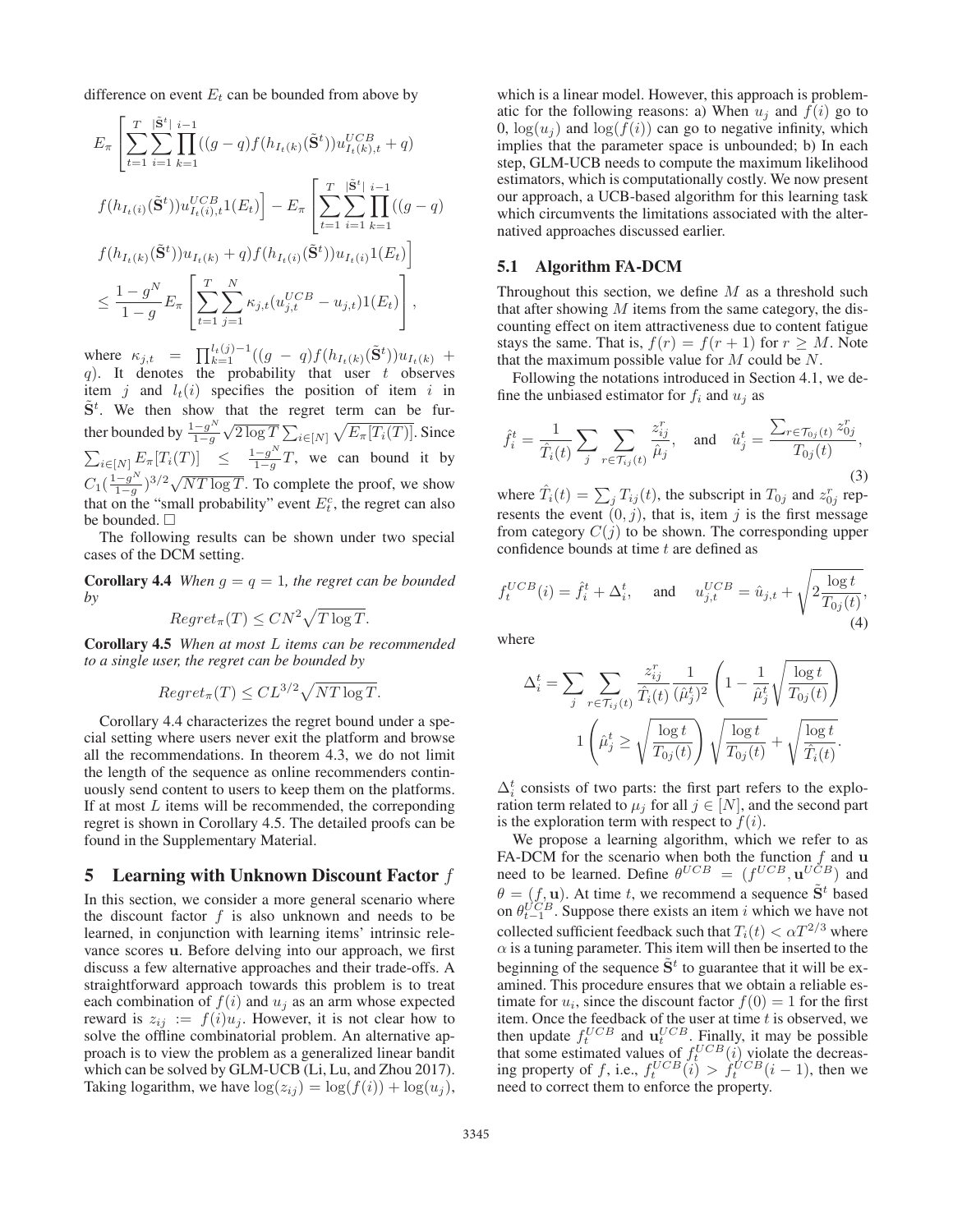difference on event $E_t$ can be bounded from above by

$$
\begin{aligned}
&E_\pi\left[\sum_{t=1}^{T}\sum_{i=1}^{|\tilde{\mathbf{S}}^t|}\prod_{k=1}^{i-1}((g-q)f(h_{I_t(k)}(\tilde{\mathbf{S}}^t))u^{UCB}_{I_t(k),t}+q)\right.\\
&\left.f(h_{I_t(i)}(\tilde{\mathbf{S}}^t))u^{UCB}_{I_t(i),t}1(E_t)\right] - E_\pi\left[\sum_{t=1}^{T}\sum_{i=1}^{|\tilde{\mathbf{S}}^t|}\prod_{k=1}^{i-1}((g-q)\right.\\
&\left.f(h_{I_t(k)}(\tilde{\mathbf{S}}^t))u_{I_t(k)}+q)f(h_{I_t(i)}(\tilde{\mathbf{S}}^t))u_{I_t(i)}1(E_t)\right]\\
&\leq \frac{1-g^N}{1-g}E_\pi\left[\sum_{t=1}^{T}\sum_{j=1}^{N}\kappa_{j,t}(u^{UCB}_{j,t}-u_{j,t})1(E_t)\right],
\end{aligned}
$$

where $\kappa_{j,t} = \prod_{k=1}^{l_t(j)-1}((g-q)f(h_{I_t(k)}(\tilde{\mathbf{S}}^t))u_{I_t(k)} + q)$. It denotes the probability that user $t$ observes item $j$ and $l_t(i)$ specifies the position of item $i$ in $\tilde{\mathbf{S}}^t$. We then show that the regret term can be further bounded by $\frac{1-g^N}{1-g}\sqrt{2\log T}\sum_{i\in[N]}\sqrt{E_\pi[T_i(T)]}$. Since $\sum_{i\in[N]}E_\pi[T_i(T)] \leq \frac{1-g^N}{1-g}T$, we can bound it by $C_1(\frac{1-g^N}{1-g})^{3/2}\sqrt{NT\log T}$. To complete the proof, we show that on the "small probability" event $E_t^c$, the regret can also be bounded. □

The following results can be shown under two special cases of the DCM setting.

**Corollary 4.4** *When $g = q = 1$, the regret can be bounded by*

$$Regret_\pi(T) \leq CN^2\sqrt{T\log T}.$$

**Corollary 4.5** *When at most $L$ items can be recommended to a single user, the regret can be bounded by*

$$Regret_\pi(T) \leq CL^{3/2}\sqrt{NT\log T}.$$

Corollary 4.4 characterizes the regret bound under a special setting where users never exit the platform and browse all the recommendations. In theorem 4.3, we do not limit the length of the sequence as online recommenders continuously send content to users to keep them on the platforms. If at most $L$ items will be recommended, the correponding regret is shown in Corollary 4.5. The detailed proofs can be found in the Supplementary Material.

## 5 Learning with Unknown Discount Factor $f$

In this section, we consider a more general scenario where the discount factor $f$ is also unknown and needs to be learned, in conjunction with learning items' intrinsic relevance scores $\mathbf{u}$. Before delving into our approach, we first discuss a few alternative approaches and their trade-offs. A straightforward approach towards this problem is to treat each combination of $f(i)$ and $u_j$ as an arm whose expected reward is $z_{ij} := f(i)u_j$. However, it is not clear how to solve the offline combinatorial problem. An alternative approach is to view the problem as a generalized linear bandit which can be solved by GLM-UCB (Li, Lu, and Zhou 2017). Taking logarithm, we have $\log(z_{ij}) = \log(f(i)) + \log(u_j)$, which is a linear model. However, this approach is problematic for the following reasons: a) When $u_j$ and $f(i)$ go to 0, $\log(u_j)$ and $\log(f(i))$ can go to negative infinity, which implies that the parameter space is unbounded; b) In each step, GLM-UCB needs to compute the maximum likelihood estimators, which is computationally costly. We now present our approach, a UCB-based algorithm for this learning task which circumvents the limitations associated with the alternatived approaches discussed earlier.

### 5.1 Algorithm FA-DCM

Throughout this section, we define $M$ as a threshold such that after showing $M$ items from the same category, the discounting effect on item attractiveness due to content fatigue stays the same. That is, $f(r) = f(r+1)$ for $r \geq M$. Note that the maximum possible value for $M$ could be $N$.

Following the notations introduced in Section 4.1, we define the unbiased estimator for $f_i$ and $u_j$ as

$$\hat{f}_i^t = \frac{1}{\hat{T}_i(t)}\sum_j\sum_{r\in\mathcal{T}_{ij}(t)}\frac{z_{ij}^r}{\hat{\mu}_j}, \quad \text{and} \quad \hat{u}_j^t = \frac{\sum_{r\in\mathcal{T}_{0j}(t)}z_{0j}^r}{T_{0j}(t)}, \tag{3}$$

where $\hat{T}_i(t) = \sum_j T_{ij}(t)$, the subscript in $T_{0j}$ and $z_{0j}^r$ represents the event $(0, j)$, that is, item $j$ is the first message from category $C(j)$ to be shown. The corresponding upper confidence bounds at time $t$ are defined as

$$f_t^{UCB}(i) = \hat{f}_i^t + \Delta_i^t, \quad \text{and} \quad u_{j,t}^{UCB} = \hat{u}_{j,t} + \sqrt{2\frac{\log t}{T_{0j}(t)}}, \tag{4}$$

where

$$
\begin{aligned}
\Delta_i^t = &\sum_j\sum_{r\in\mathcal{T}_{ij}(t)}\frac{z_{ij}^r}{\hat{T}_i(t)}\frac{1}{(\hat{\mu}_j^t)^2}\left(1-\frac{1}{\hat{\mu}_j^t}\sqrt{\frac{\log t}{T_{0j}(t)}}\right)\\
&1\left(\hat{\mu}_j^t \geq \sqrt{\frac{\log t}{T_{0j}(t)}}\right)\sqrt{\frac{\log t}{T_{0j}(t)}} + \sqrt{\frac{\log t}{\hat{T}_i(t)}}.
\end{aligned}
$$

$\Delta_i^t$ consists of two parts: the first part refers to the exploration term related to $\mu_j$ for all $j \in [N]$, and the second part is the exploration term with respect to $f(i)$.

We propose a learning algorithm, which we refer to as FA-DCM for the scenario when both the function $f$ and $\mathbf{u}$ need to be learned. Define $\theta^{UCB} = (f^{UCB}, \mathbf{u}^{UCB})$ and $\theta = (f, \mathbf{u})$. At time $t$, we recommend a sequence $\tilde{\mathbf{S}}^t$ based on $\theta_{t-1}^{UCB}$. Suppose there exists an item $i$ which we have not collected sufficient feedback such that $T_i(t) < \alpha T^{2/3}$ where $\alpha$ is a tuning parameter. This item will then be inserted to the beginning of the sequence $\tilde{\mathbf{S}}^t$ to guarantee that it will be examined. This procedure ensures that we obtain a reliable estimate for $u_i$, since the discount factor $f(0) = 1$ for the first item. Once the feedback of the user at time $t$ is observed, we then update $f_t^{UCB}$ and $\mathbf{u}_t^{UCB}$. Finally, it may be possible that some estimated values of $f_t^{UCB}(i)$ violate the decreasing property of $f$, i.e., $f_t^{UCB}(i) > f_t^{UCB}(i-1)$, then we need to correct them to enforce the property.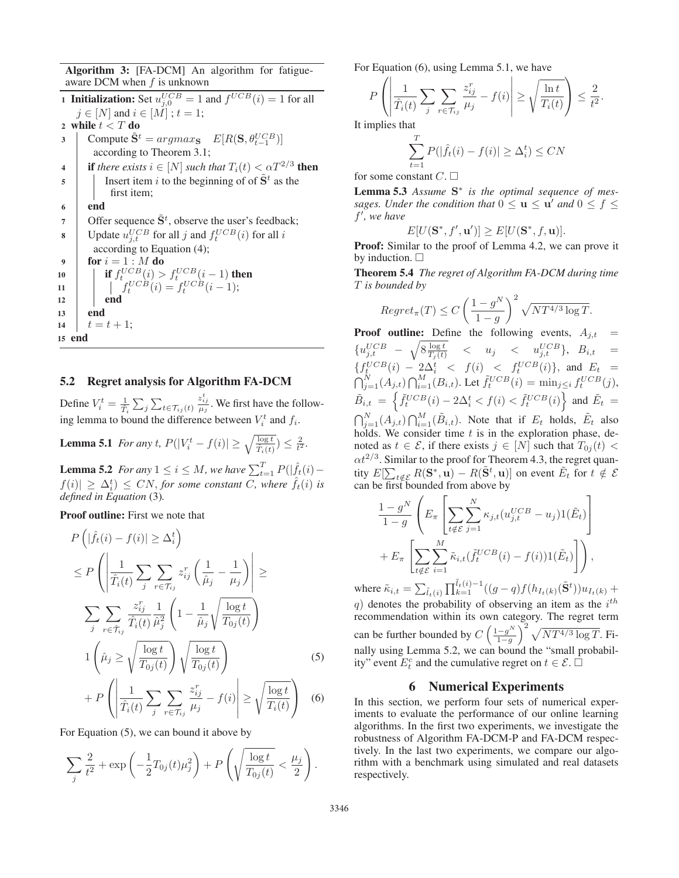**Algorithm 3:** [FA-DCM] An algorithm for fatigue-aware DCM when $f$ is unknown

```
1  Initialization: Set u^{UCB}_{j,0} = 1 and f^{UCB}(i) = 1 for all
     j ∈ [N] and i ∈ [M] ; t = 1;
2  while t < T do
3      Compute S̃^t = argmax_S  E[R(S, θ^{UCB}_{t-1})]
         according to Theorem 3.1;
4      if there exists i ∈ [N] such that T_i(t) < αT^{2/3} then
5          Insert item i to the beginning of of S̃^t as the
             first item;
6      end
7      Offer sequence S̃^t, observe the user's feedback;
8      Update u^{UCB}_{j,t} for all j and f^{UCB}_t(i) for all i
         according to Equation (4);
9      for i = 1 : M do
10         if f^{UCB}_t(i) > f^{UCB}_t(i-1) then
11             f^{UCB}_t(i) = f^{UCB}_t(i-1);
12         end
13     end
14     t = t + 1;
15 end
```

### 5.2 Regret analysis for Algorithm FA-DCM

Define $V_i^t = \frac{1}{T_i}\sum_j \sum_{t\in\mathcal{T}_{ij}(t)} \frac{z_{ij}^t}{\mu_j}$. We first have the following lemma to bound the difference between $V_i^t$ and $f_i$.

**Lemma 5.1** *For any t,* $P(|V_i^t - f(i)| \geq \sqrt{\frac{\log t}{T_i(t)}}) \leq \frac{2}{t^2}$.

**Lemma 5.2** *For any* $1 \leq i \leq M$*, we have* $\sum_{t=1}^{T} P(|\hat{f}_t(i) - f(i)| \geq \Delta_i^t) \leq CN$*, for some constant C, where* $\hat{f}_t(i)$ *is defined in Equation* (3)*.*

**Proof outline:** First we note that

$$
\begin{aligned}
&P\left(|\hat{f}_t(i) - f(i)| \geq \Delta_i^t\right) \\
&\leq P\left(\left|\frac{1}{\hat{T}_i(t)}\sum_j \sum_{r\in\mathcal{T}_{ij}} z_{ij}^r\left(\frac{1}{\hat{\mu}_j} - \frac{1}{\mu_j}\right)\right| \geq \right. \\
&\quad \sum_j \sum_{r\in\hat{\mathcal{T}}_{ij}} \frac{z_{ij}^r}{\hat{T}_i(t)}\frac{1}{\hat{\mu}_j^2}\left(1 - \frac{1}{\hat{\mu}_j}\sqrt{\frac{\log t}{T_{0j}(t)}}\right) \\
&\quad \left. 1\left(\hat{\mu}_j \geq \sqrt{\frac{\log t}{T_{0j}(t)}}\right)\sqrt{\frac{\log t}{T_{0j}(t)}}\right) \qquad (5) \\
&\quad + P\left(\left|\frac{1}{\hat{T}_i(t)}\sum_j \sum_{r\in\mathcal{T}_{ij}} \frac{z_{ij}^r}{\mu_j} - f(i)\right| \geq \sqrt{\frac{\log t}{T_i(t)}}\right) \quad (6)
\end{aligned}
$$

For Equation (5), we can bound it above by

$$
\sum_j \frac{2}{t^2} + \exp\left(-\frac{1}{2}T_{0j}(t)\mu_j^2\right) + P\left(\sqrt{\frac{\log t}{T_{0j}(t)}} < \frac{\mu_j}{2}\right).
$$

For Equation (6), using Lemma 5.1, we have

$$
P\left(\left|\frac{1}{\hat{T}_i(t)}\sum_j \sum_{r\in\mathcal{T}_{ij}} \frac{z_{ij}^r}{\mu_j} - f(i)\right| \geq \sqrt{\frac{\ln t}{T_i(t)}}\right) \leq \frac{2}{t^2}.
$$

It implies that

$$
\sum_{t=1}^{T} P(|\hat{f}_t(i) - f(i)| \geq \Delta_i^t) \leq CN
$$

for some constant $C$. □

**Lemma 5.3** *Assume* $\mathbf{S}^*$ *is the optimal sequence of messages. Under the condition that* $0 \leq \mathbf{u} \leq \mathbf{u}'$ *and* $0 \leq f \leq f'$*, we have*

$$
E[U(\mathbf{S}^*, f', \mathbf{u}')] \geq E[U(\mathbf{S}^*, f, \mathbf{u})].
$$

**Proof:** Similar to the proof of Lemma 4.2, we can prove it by induction. □

**Theorem 5.4** *The regret of Algorithm FA-DCM during time T is bounded by*

$$
Regret_\pi(T) \leq C\left(\frac{1-g^N}{1-g}\right)^2\sqrt{NT^{4/3}\log T}.
$$

**Proof outline:** Define the following events, $A_{j,t} = \{u_{j,t}^{UCB} - \sqrt{8\frac{\log t}{T_j(t)}} < u_j < u_{j,t}^{UCB}\}$, $B_{i,t} = \{f_t^{UCB}(i) - 2\Delta_i^t < f(i) < f_t^{UCB}(i)\}$, and $E_t = \bigcap_{j=1}^{N}(A_{j,t})\bigcap_{i=1}^{M}(B_{i,t})$. Let $\tilde{f}_t^{UCB}(i) = \min_{j\leq i} f_t^{UCB}(j)$, $\tilde{B}_{i,t} = \left\{\tilde{f}_t^{UCB}(i) - 2\Delta_i^t < f(i) < \tilde{f}_t^{UCB}(i)\right\}$ and $\tilde{E}_t = \bigcap_{j=1}^{N}(A_{j,t})\bigcap_{i=1}^{M}(\tilde{B}_{i,t})$. Note that if $E_t$ holds, $\tilde{E}_t$ also holds. We consider time $t$ is in the exploration phase, denoted as $t \in \mathcal{E}$, if there exists $j \in [N]$ such that $T_{0j}(t) < \alpha t^{2/3}$. Similar to the proof for Theorem 4.3, the regret quantity $E[\sum_{t\notin\mathcal{E}} R(\mathbf{S}^*, \mathbf{u}) - R(\tilde{\mathbf{S}}^t, \mathbf{u})]$ on event $\tilde{E}_t$ for $t \notin \mathcal{E}$ can be first bounded from above by

$$
\begin{aligned}
&\frac{1-g^N}{1-g}\left(E_\pi\left[\sum_{t\notin\mathcal{E}}\sum_{j=1}^{N}\kappa_{j,t}(u_{j,t}^{UCB} - u_j)1(\tilde{E}_t)\right]\right. \\
&\quad \left. + E_\pi\left[\sum_{t\notin\mathcal{E}}\sum_{i=1}^{M}\tilde{\kappa}_{i,t}(\tilde{f}_t^{UCB}(i) - f(i))1(\tilde{E}_t)\right]\right),
\end{aligned}
$$

where $\tilde{\kappa}_{i,t} = \sum_{\tilde{l}_t(i)}\prod_{k=1}^{\tilde{l}_t(i)-1}((g-q)f(h_{I_t(k)}(\tilde{\mathbf{S}}^t))u_{I_t(k)} + q)$ denotes the probability of observing an item as the $i^{th}$ recommendation within its own category. The regret term can be further bounded by $C\left(\frac{1-g^N}{1-g}\right)^2\sqrt{NT^{4/3}\log T}$. Finally using Lemma 5.2, we can bound the "small probability" event $E_t^c$ and the cumulative regret on $t \in \mathcal{E}$. □

## 6 Numerical Experiments

In this section, we perform four sets of numerical experiments to evaluate the performance of our online learning algorithms. In the first two experiments, we investigate the robustness of Algorithm FA-DCM-P and FA-DCM respectively. In the last two experiments, we compare our algorithm with a benchmark using simulated and real datasets respectively.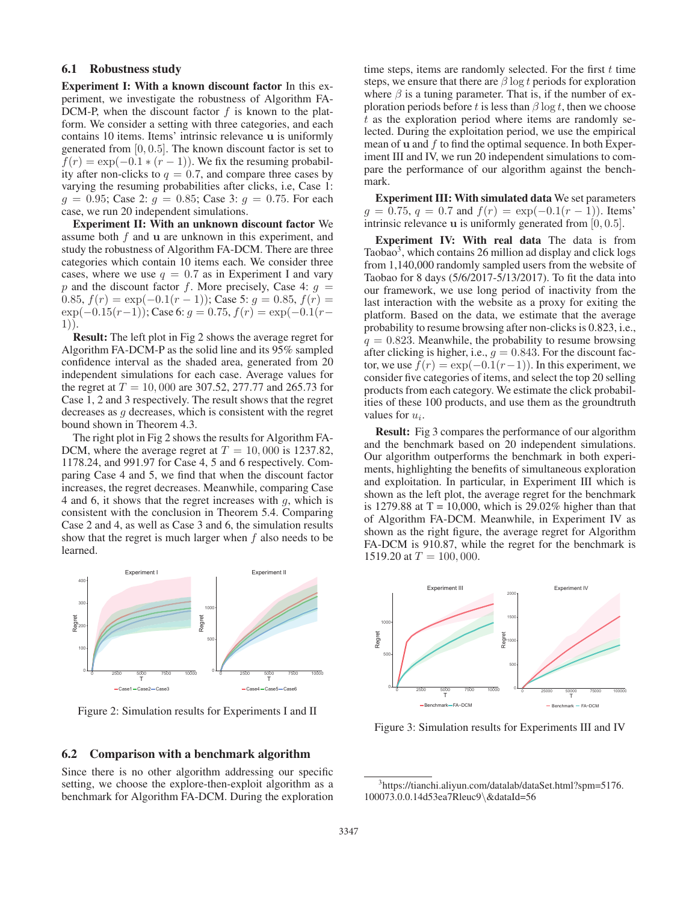### 6.1 Robustness study

**Experiment I: With a known discount factor** In this experiment, we investigate the robustness of Algorithm FA-DCM-P, when the discount factor $f$ is known to the platform. We consider a setting with three categories, and each contains 10 items. Items' intrinsic relevance $\mathbf{u}$ is uniformly generated from $[0, 0.5]$. The known discount factor is set to $f(r) = \exp(-0.1 * (r-1))$. We fix the resuming probability after non-clicks to $q = 0.7$, and compare three cases by varying the resuming probabilities after clicks, i.e, Case 1: $g = 0.95$; Case 2: $g = 0.85$; Case 3: $g = 0.75$. For each case, we run 20 independent simulations.

**Experiment II: With an unknown discount factor** We assume both $f$ and $\mathbf{u}$ are unknown in this experiment, and study the robustness of Algorithm FA-DCM. There are three categories which contain 10 items each. We consider three cases, where we use $q = 0.7$ as in Experiment I and vary $p$ and the discount factor $f$. More precisely, Case 4: $g = 0.85$, $f(r) = \exp(-0.1(r-1))$; Case 5: $g = 0.85$, $f(r) = \exp(-0.15(r-1))$; Case 6: $g = 0.75$, $f(r) = \exp(-0.1(r-1))$.

**Result:** The left plot in Fig 2 shows the average regret for Algorithm FA-DCM-P as the solid line and its 95% sampled confidence interval as the shaded area, generated from 20 independent simulations for each case. Average values for the regret at $T = 10,000$ are 307.52, 277.77 and 265.73 for Case 1, 2 and 3 respectively. The result shows that the regret decreases as $g$ decreases, which is consistent with the regret bound shown in Theorem 4.3.

The right plot in Fig 2 shows the results for Algorithm FA-DCM, where the average regret at $T = 10,000$ is 1237.82, 1178.24, and 991.97 for Case 4, 5 and 6 respectively. Comparing Case 4 and 5, we find that when the discount factor increases, the regret decreases. Meanwhile, comparing Case 4 and 6, it shows that the regret increases with $g$, which is consistent with the conclusion in Theorem 5.4. Comparing Case 2 and 4, as well as Case 3 and 6, the simulation results show that the regret is much larger when $f$ also needs to be learned.

Figure 2: Simulation results for Experiments I and II

### 6.2 Comparison with a benchmark algorithm

Since there is no other algorithm addressing our specific setting, we choose the explore-then-exploit algorithm as a benchmark for Algorithm FA-DCM. During the exploration time steps, items are randomly selected. For the first $t$ time steps, we ensure that there are $\beta \log t$ periods for exploration where $\beta$ is a tuning parameter. That is, if the number of exploration periods before $t$ is less than $\beta \log t$, then we choose $t$ as the exploration period where items are randomly selected. During the exploitation period, we use the empirical mean of $\mathbf{u}$ and $f$ to find the optimal sequence. In both Experiment III and IV, we run 20 independent simulations to compare the performance of our algorithm against the benchmark.

**Experiment III: With simulated data** We set parameters $g = 0.75$, $q = 0.7$ and $f(r) = \exp(-0.1(r-1))$. Items' intrinsic relevance $\mathbf{u}$ is uniformly generated from $[0, 0.5]$.

**Experiment IV: With real data** The data is from Taobao[3], which contains 26 million ad display and click logs from 1,140,000 randomly sampled users from the website of Taobao for 8 days (5/6/2017-5/13/2017). To fit the data into our framework, we use long period of inactivity from the last interaction with the website as a proxy for exiting the platform. Based on the data, we estimate that the average probability to resume browsing after non-clicks is 0.823, i.e., $q = 0.823$. Meanwhile, the probability to resume browsing after clicking is higher, i.e., $g = 0.843$. For the discount factor, we use $f(r) = \exp(-0.1(r-1))$. In this experiment, we consider five categories of items, and select the top 20 selling products from each category. We estimate the click probabilities of these 100 products, and use them as the groundtruth values for $u_i$.

**Result:** Fig 3 compares the performance of our algorithm and the benchmark based on 20 independent simulations. Our algorithm outperforms the benchmark in both experiments, highlighting the benefits of simultaneous exploration and exploitation. In particular, in Experiment III which is shown as the left plot, the average regret for the benchmark is 1279.88 at T = 10,000, which is 29.02% higher than that of Algorithm FA-DCM. Meanwhile, in Experiment IV as shown as the right figure, the average regret for Algorithm FA-DCM is 910.87, while the regret for the benchmark is 1519.20 at $T = 100,000$.

Figure 3: Simulation results for Experiments III and IV

[3] https://tianchi.aliyun.com/datalab/dataSet.html?spm=5176.100073.0.0.14d53ea7Rleuc9\&dataId=56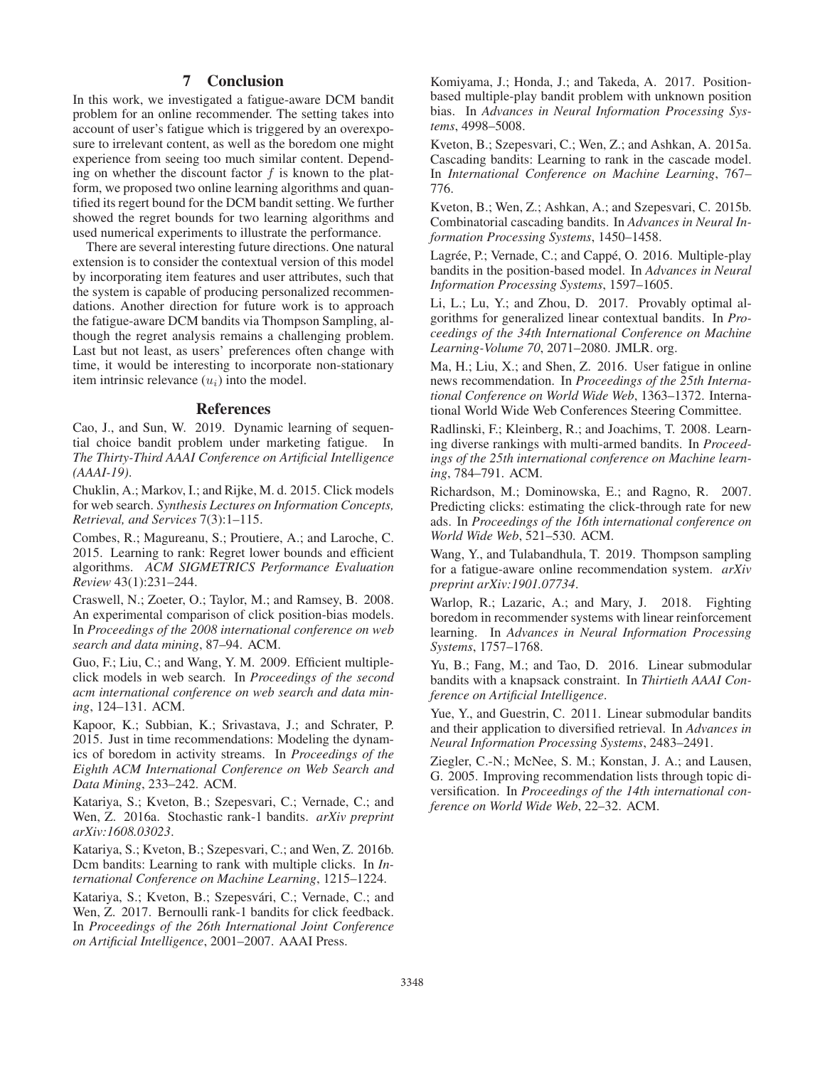## 7 Conclusion

In this work, we investigated a fatigue-aware DCM bandit problem for an online recommender. The setting takes into account of user's fatigue which is triggered by an overexposure to irrelevant content, as well as the boredom one might experience from seeing too much similar content. Depending on whether the discount factor $f$ is known to the platform, we proposed two online learning algorithms and quantified its regert bound for the DCM bandit setting. We further showed the regret bounds for two learning algorithms and used numerical experiments to illustrate the performance.

There are several interesting future directions. One natural extension is to consider the contextual version of this model by incorporating item features and user attributes, such that the system is capable of producing personalized recommendations. Another direction for future work is to approach the fatigue-aware DCM bandits via Thompson Sampling, although the regret analysis remains a challenging problem. Last but not least, as users' preferences often change with time, it would be interesting to incorporate non-stationary item intrinsic relevance ($u_i$) into the model.

## References

Cao, J., and Sun, W. 2019. Dynamic learning of sequential choice bandit problem under marketing fatigue. In *The Thirty-Third AAAI Conference on Artificial Intelligence (AAAI-19)*.

Chuklin, A.; Markov, I.; and Rijke, M. d. 2015. Click models for web search. *Synthesis Lectures on Information Concepts, Retrieval, and Services* 7(3):1–115.

Combes, R.; Magureanu, S.; Proutiere, A.; and Laroche, C. 2015. Learning to rank: Regret lower bounds and efficient algorithms. *ACM SIGMETRICS Performance Evaluation Review* 43(1):231–244.

Craswell, N.; Zoeter, O.; Taylor, M.; and Ramsey, B. 2008. An experimental comparison of click position-bias models. In *Proceedings of the 2008 international conference on web search and data mining*, 87–94. ACM.

Guo, F.; Liu, C.; and Wang, Y. M. 2009. Efficient multiple-click models in web search. In *Proceedings of the second acm international conference on web search and data mining*, 124–131. ACM.

Kapoor, K.; Subbian, K.; Srivastava, J.; and Schrater, P. 2015. Just in time recommendations: Modeling the dynamics of boredom in activity streams. In *Proceedings of the Eighth ACM International Conference on Web Search and Data Mining*, 233–242. ACM.

Katariya, S.; Kveton, B.; Szepesvari, C.; Vernade, C.; and Wen, Z. 2016a. Stochastic rank-1 bandits. *arXiv preprint arXiv:1608.03023*.

Katariya, S.; Kveton, B.; Szepesvari, C.; and Wen, Z. 2016b. Dcm bandits: Learning to rank with multiple clicks. In *International Conference on Machine Learning*, 1215–1224.

Katariya, S.; Kveton, B.; Szepesvári, C.; Vernade, C.; and Wen, Z. 2017. Bernoulli rank-1 bandits for click feedback. In *Proceedings of the 26th International Joint Conference on Artificial Intelligence*, 2001–2007. AAAI Press.

Komiyama, J.; Honda, J.; and Takeda, A. 2017. Position-based multiple-play bandit problem with unknown position bias. In *Advances in Neural Information Processing Systems*, 4998–5008.

Kveton, B.; Szepesvari, C.; Wen, Z.; and Ashkan, A. 2015a. Cascading bandits: Learning to rank in the cascade model. In *International Conference on Machine Learning*, 767–776.

Kveton, B.; Wen, Z.; Ashkan, A.; and Szepesvari, C. 2015b. Combinatorial cascading bandits. In *Advances in Neural Information Processing Systems*, 1450–1458.

Lagrée, P.; Vernade, C.; and Cappé, O. 2016. Multiple-play bandits in the position-based model. In *Advances in Neural Information Processing Systems*, 1597–1605.

Li, L.; Lu, Y.; and Zhou, D. 2017. Provably optimal algorithms for generalized linear contextual bandits. In *Proceedings of the 34th International Conference on Machine Learning-Volume 70*, 2071–2080. JMLR. org.

Ma, H.; Liu, X.; and Shen, Z. 2016. User fatigue in online news recommendation. In *Proceedings of the 25th International Conference on World Wide Web*, 1363–1372. International World Wide Web Conferences Steering Committee.

Radlinski, F.; Kleinberg, R.; and Joachims, T. 2008. Learning diverse rankings with multi-armed bandits. In *Proceedings of the 25th international conference on Machine learning*, 784–791. ACM.

Richardson, M.; Dominowska, E.; and Ragno, R. 2007. Predicting clicks: estimating the click-through rate for new ads. In *Proceedings of the 16th international conference on World Wide Web*, 521–530. ACM.

Wang, Y., and Tulabandhula, T. 2019. Thompson sampling for a fatigue-aware online recommendation system. *arXiv preprint arXiv:1901.07734*.

Warlop, R.; Lazaric, A.; and Mary, J. 2018. Fighting boredom in recommender systems with linear reinforcement learning. In *Advances in Neural Information Processing Systems*, 1757–1768.

Yu, B.; Fang, M.; and Tao, D. 2016. Linear submodular bandits with a knapsack constraint. In *Thirtieth AAAI Conference on Artificial Intelligence*.

Yue, Y., and Guestrin, C. 2011. Linear submodular bandits and their application to diversified retrieval. In *Advances in Neural Information Processing Systems*, 2483–2491.

Ziegler, C.-N.; McNee, S. M.; Konstan, J. A.; and Lausen, G. 2005. Improving recommendation lists through topic diversification. In *Proceedings of the 14th international conference on World Wide Web*, 22–32. ACM.